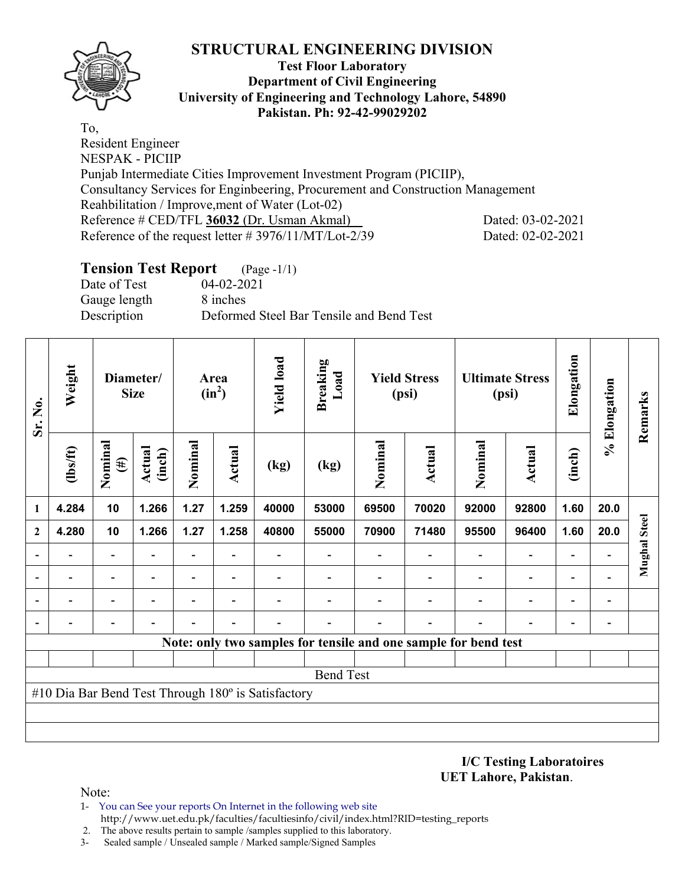# STRUCTURAL ENGINEERING DIVISION

**Test Floor Laboratory**
**Department of Civil Engineering**
**University of Engineering and Technology Lahore, 54890**
**Pakistan. Ph: 92-42-99029202**

To,
Resident Engineer
NESPAK - PICIIP
Punjab Intermediate Cities Improvement Investment Program (PICIIP),
Consultancy Services for Enginbeering, Procurement and Construction Management
Reahbilitation / Improve,ment of Water (Lot-02)
Reference # CED/TFL **36032** (Dr. Usman Akmal) Dated: 03-02-2021
Reference of the request letter # 3976/11/MT/Lot-2/39 Dated: 02-02-2021

## Tension Test Report (Page -1/1)

Date of Test 04-02-2021
Gauge length 8 inches
Description Deformed Steel Bar Tensile and Bend Test

| Sr. No. | Weight | Diameter/ Size | | Area ($in^2$) | | Yield load | Breaking Load | Yield Stress (psi) | | Ultimate Stress (psi) | | Elongation | % Elongation | Remarks |
|---|---|---|---|---|---|---|---|---|---|---|---|---|---|---|
| | (lbs/ft) | Nominal (#) | Actual (inch) | Nominal | Actual | (kg) | (kg) | Nominal | Actual | Nominal | Actual | (inch) | | |
| 1 | 4.284 | 10 | 1.266 | 1.27 | 1.259 | 40000 | 53000 | 69500 | 70020 | 92000 | 92800 | 1.60 | 20.0 | Mughal Steel |
| 2 | 4.280 | 10 | 1.266 | 1.27 | 1.258 | 40800 | 55000 | 70900 | 71480 | 95500 | 96400 | 1.60 | 20.0 | |
| - | - | - | - | - | - | - | - | - | - | - | - | - | - | |
| - | - | - | - | - | - | - | - | - | - | - | - | - | - | |
| - | - | - | - | - | - | - | - | - | - | - | - | - | - | |
| - | - | - | - | - | - | - | - | - | - | - | - | - | - | |
| **Note: only two samples for tensile and one sample for bend test** | | | | | | | | | | | | | | |
| Bend Test | | | | | | | | | | | | | | |
| #10 Dia Bar Bend Test Through 180º is Satisfactory | | | | | | | | | | | | | | |

**I/C Testing Laboratoires**
**UET Lahore, Pakistan**.

Note:
1- You can See your reports On Internet in the following web site
http://www.uet.edu.pk/faculties/facultiesinfo/civil/index.html?RID=testing_reports
2. The above results pertain to sample /samples supplied to this laboratory.
3- Sealed sample / Unsealed sample / Marked sample/Signed Samples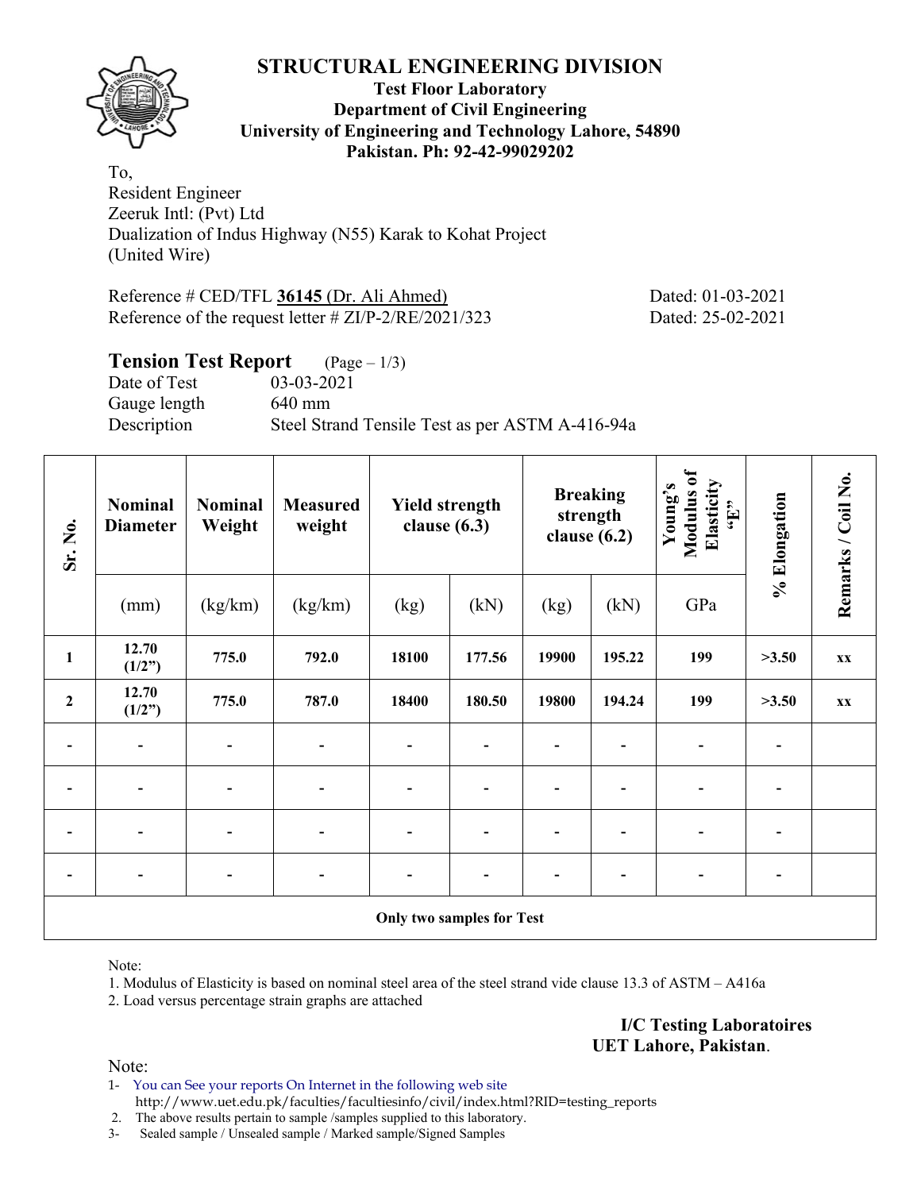# STRUCTURAL ENGINEERING DIVISION

**Test Floor Laboratory**
**Department of Civil Engineering**
**University of Engineering and Technology Lahore, 54890**
**Pakistan. Ph: 92-42-99029202**

To,
Resident Engineer
Zeeruk Intl: (Pvt) Ltd
Dualization of Indus Highway (N55) Karak to Kohat Project
(United Wire)

Reference # CED/TFL **36145** (Dr. Ali Ahmed) Dated: 01-03-2021
Reference of the request letter # ZI/P-2/RE/2021/323 Dated: 25-02-2021

## Tension Test Report (Page – 1/3)

Date of Test 03-03-2021
Gauge length 640 mm
Description Steel Strand Tensile Test as per ASTM A-416-94a

| Sr. No. | Nominal Diameter | Nominal Weight | Measured weight | Yield strength clause (6.3) | | Breaking strength clause (6.2) | | Young's Modulus of Elasticity "E" | % Elongation | Remarks / Coil No. |
|---|---|---|---|---|---|---|---|---|---|---|
| | (mm) | (kg/km) | (kg/km) | (kg) | (kN) | (kg) | (kN) | GPa | | |
| **1** | **12.70 (1/2")** | **775.0** | **792.0** | **18100** | **177.56** | **19900** | **195.22** | **199** | **>3.50** | **xx** |
| **2** | **12.70 (1/2")** | **775.0** | **787.0** | **18400** | **180.50** | **19800** | **194.24** | **199** | **>3.50** | **xx** |
| - | - | - | - | - | - | - | - | - | - | |
| - | - | - | - | - | - | - | - | - | - | |
| - | - | - | - | - | - | - | - | - | - | |
| - | - | - | - | - | - | - | - | - | - | |
| **Only two samples for Test** | | | | | | | | | | |

Note:

1. Modulus of Elasticity is based on nominal steel area of the steel strand vide clause 13.3 of ASTM – A416a
2. Load versus percentage strain graphs are attached

**I/C Testing Laboratoires**
**UET Lahore, Pakistan**.

Note:

1- You can See your reports On Internet in the following web site
http://www.uet.edu.pk/faculties/facultiesinfo/civil/index.html?RID=testing_reports
2. The above results pertain to sample /samples supplied to this laboratory.
3- Sealed sample / Unsealed sample / Marked sample/Signed Samples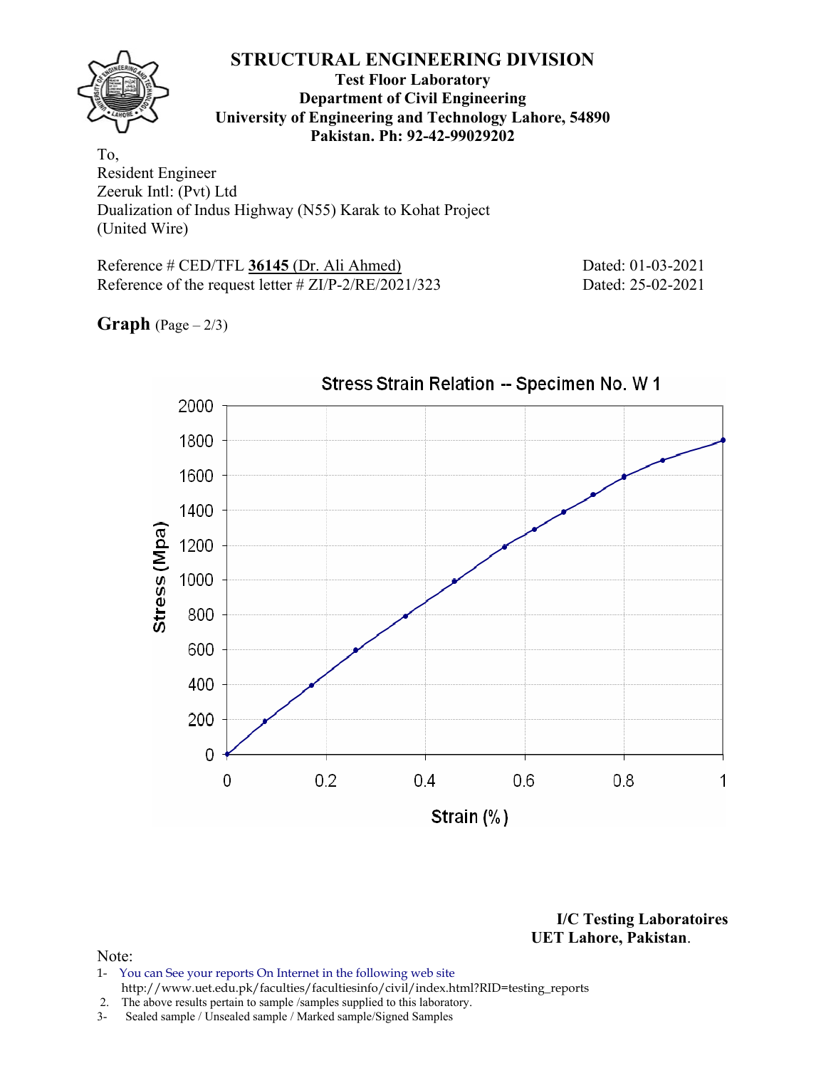# STRUCTURAL ENGINEERING DIVISION

**Test Floor Laboratory**
**Department of Civil Engineering**
**University of Engineering and Technology Lahore, 54890**
**Pakistan. Ph: 92-42-99029202**

To,
Resident Engineer
Zeeruk Intl: (Pvt) Ltd
Dualization of Indus Highway (N55) Karak to Kohat Project
(United Wire)

Reference # CED/TFL **36145** (Dr. Ali Ahmed) Dated: 01-03-2021
Reference of the request letter # ZI/P-2/RE/2021/323 Dated: 25-02-2021

**Graph** (Page – 2/3)

Stress Strain Relation -- Specimen No. W 1

Stress (Mpa)

Strain (%)

**I/C Testing Laboratoires**
**UET Lahore, Pakistan**.

Note:

1- You can See your reports On Internet in the following web site
http://www.uet.edu.pk/faculties/facultiesinfo/civil/index.html?RID=testing_reports
2. The above results pertain to sample /samples supplied to this laboratory.
3- Sealed sample / Unsealed sample / Marked sample/Signed Samples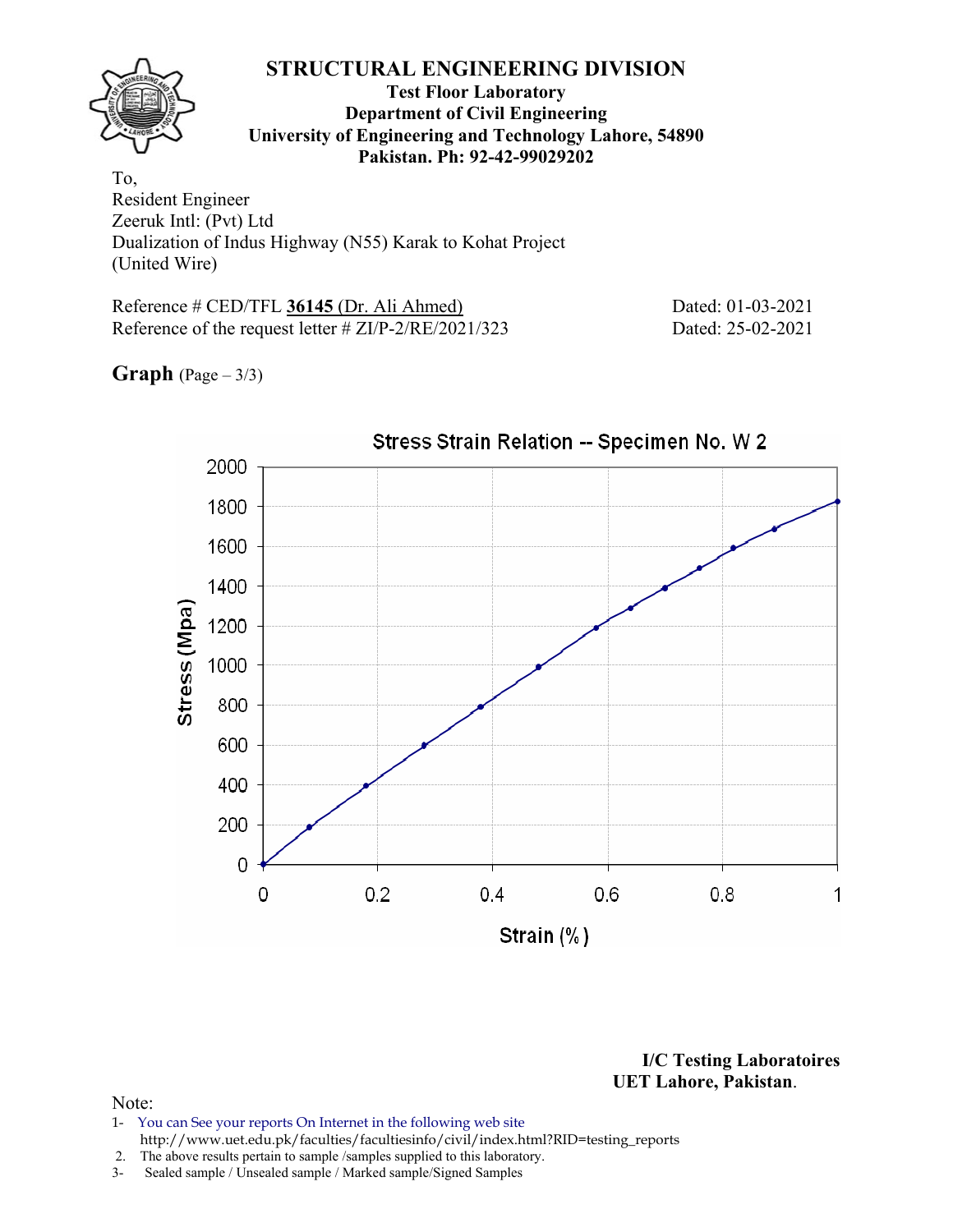# STRUCTURAL ENGINEERING DIVISION

**Test Floor Laboratory**
**Department of Civil Engineering**
**University of Engineering and Technology Lahore, 54890**
**Pakistan. Ph: 92-42-99029202**

To,
Resident Engineer
Zeeruk Intl: (Pvt) Ltd
Dualization of Indus Highway (N55) Karak to Kohat Project
(United Wire)

Reference # CED/TFL **36145** (Dr. Ali Ahmed) Dated: 01-03-2021
Reference of the request letter # ZI/P-2/RE/2021/323 Dated: 25-02-2021

**Graph** (Page – 3/3)

Stress Strain Relation -- Specimen No. W 2

Stress (Mpa)

Strain (%)

**I/C Testing Laboratoires**
**UET Lahore, Pakistan**.

Note:
1- You can See your reports On Internet in the following web site
http://www.uet.edu.pk/faculties/facultiesinfo/civil/index.html?RID=testing_reports
2. The above results pertain to sample /samples supplied to this laboratory.
3- Sealed sample / Unsealed sample / Marked sample/Signed Samples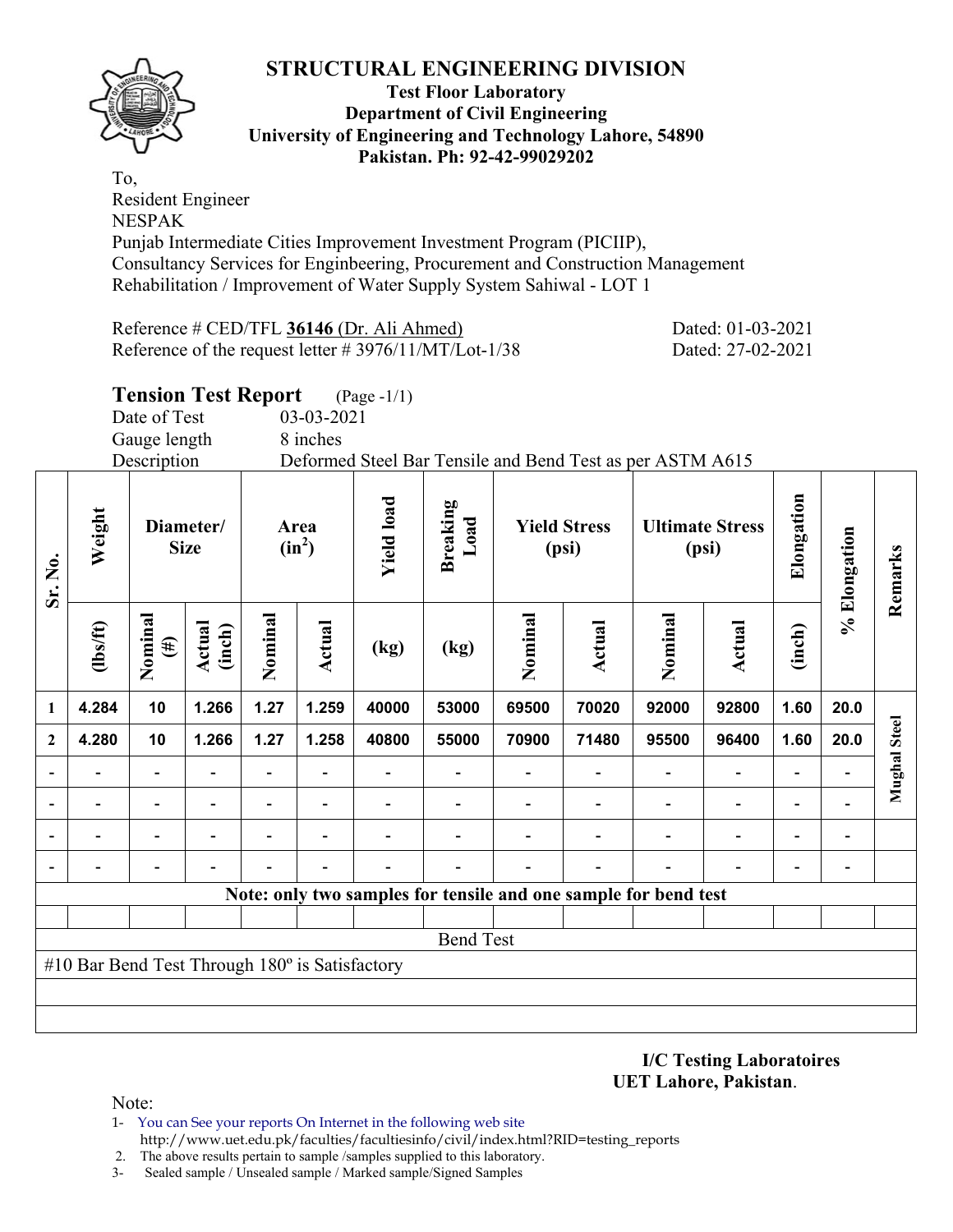# STRUCTURAL ENGINEERING DIVISION

**Test Floor Laboratory**
**Department of Civil Engineering**
**University of Engineering and Technology Lahore, 54890**
**Pakistan. Ph: 92-42-99029202**

To,
Resident Engineer
NESPAK
Punjab Intermediate Cities Improvement Investment Program (PICIIP),
Consultancy Services for Enginbeering, Procurement and Construction Management
Rehabilitation / Improvement of Water Supply System Sahiwal - LOT 1

Reference # CED/TFL **36146** (Dr. Ali Ahmed) Dated: 01-03-2021
Reference of the request letter # 3976/11/MT/Lot-1/38 Dated: 27-02-2021

## Tension Test Report (Page -1/1)

Date of Test 03-03-2021
Gauge length 8 inches
Description Deformed Steel Bar Tensile and Bend Test as per ASTM A615

| Sr. No. | Weight | Diameter/ Size | | Area ($in^2$) | | Yield load | Breaking Load | Yield Stress (psi) | | Ultimate Stress (psi) | | Elongation | % Elongation | Remarks |
|---|---|---|---|---|---|---|---|---|---|---|---|---|---|---|
| | (lbs/ft) | Nominal (#) | Actual (inch) | Nominal | Actual | (kg) | (kg) | Nominal | Actual | Nominal | Actual | (inch) | | |
| 1 | 4.284 | 10 | 1.266 | 1.27 | 1.259 | 40000 | 53000 | 69500 | 70020 | 92000 | 92800 | 1.60 | 20.0 | Mughal Steel |
| 2 | 4.280 | 10 | 1.266 | 1.27 | 1.258 | 40800 | 55000 | 70900 | 71480 | 95500 | 96400 | 1.60 | 20.0 | |
| - | - | - | - | - | - | - | - | - | - | - | - | - | - | |
| - | - | - | - | - | - | - | - | - | - | - | - | - | - | |
| - | - | - | - | - | - | - | - | - | - | - | - | - | - | |
| - | - | - | - | - | - | - | - | - | - | - | - | - | - | |
| **Note: only two samples for tensile and one sample for bend test** | | | | | | | | | | | | | | |
| Bend Test | | | | | | | | | | | | | | |
| #10 Bar Bend Test Through 180º is Satisfactory | | | | | | | | | | | | | | |

**I/C Testing Laboratoires**
**UET Lahore, Pakistan**.

Note:
1- You can See your reports On Internet in the following web site
http://www.uet.edu.pk/faculties/facultiesinfo/civil/index.html?RID=testing_reports
2. The above results pertain to sample /samples supplied to this laboratory.
3- Sealed sample / Unsealed sample / Marked sample/Signed Samples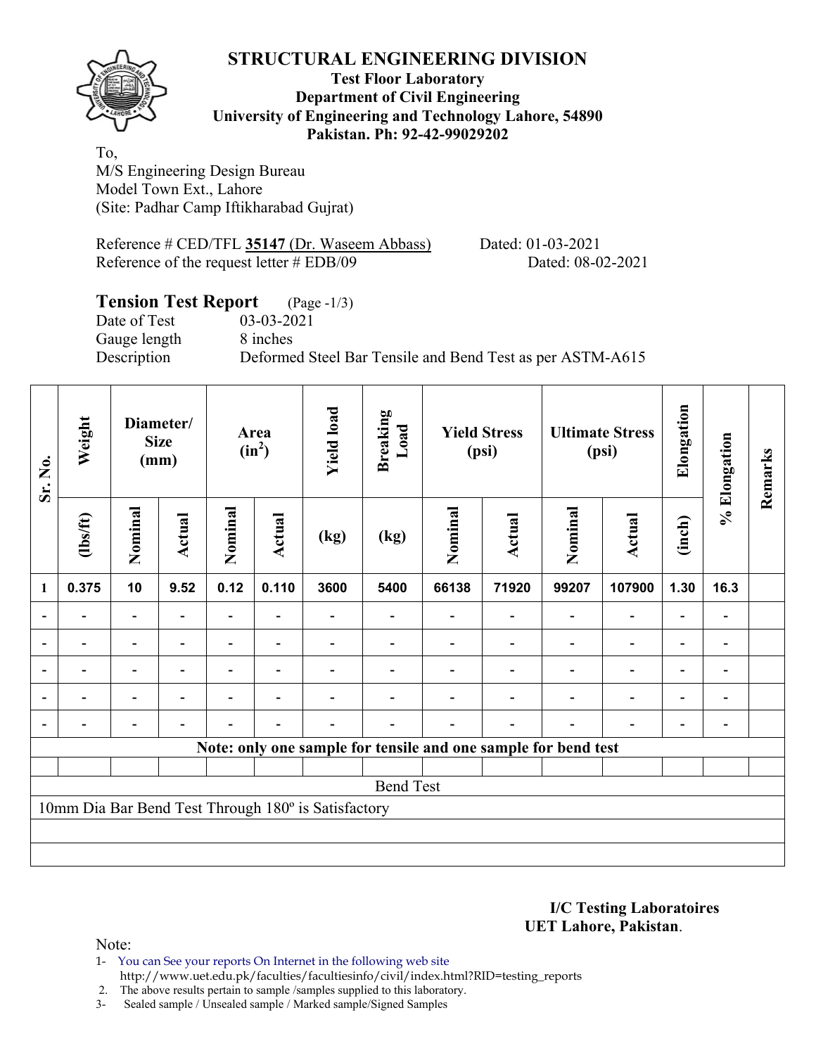# STRUCTURAL ENGINEERING DIVISION

**Test Floor Laboratory**
**Department of Civil Engineering**
**University of Engineering and Technology Lahore, 54890**
**Pakistan. Ph: 92-42-99029202**

To,
M/S Engineering Design Bureau
Model Town Ext., Lahore
(Site: Padhar Camp Iftikharabad Gujrat)

Reference # CED/TFL **35147** (Dr. Waseem Abbass) Dated: 01-03-2021
Reference of the request letter # EDB/09 Dated: 08-02-2021

## Tension Test Report (Page -1/3)

Date of Test 03-03-2021
Gauge length 8 inches
Description Deformed Steel Bar Tensile and Bend Test as per ASTM-A615

| Sr. No. | Weight | Diameter/ Size (mm) | | Area ($in^2$) | | Yield load | Breaking Load | Yield Stress (psi) | | Ultimate Stress (psi) | | Elongation | % Elongation | Remarks |
|---|---|---|---|---|---|---|---|---|---|---|---|---|---|---|
| | (lbs/ft) | Nominal | Actual | Nominal | Actual | (kg) | (kg) | Nominal | Actual | Nominal | Actual | (inch) | | |
| 1 | 0.375 | 10 | 9.52 | 0.12 | 0.110 | 3600 | 5400 | 66138 | 71920 | 99207 | 107900 | 1.30 | 16.3 | |
| - | - | - | - | - | - | - | - | - | - | - | - | - | - | |
| - | - | - | - | - | - | - | - | - | - | - | - | - | - | |
| - | - | - | - | - | - | - | - | - | - | - | - | - | - | |
| - | - | - | - | - | - | - | - | - | - | - | - | - | - | |
| - | - | - | - | - | - | - | - | - | - | - | - | - | - | |

**Note: only one sample for tensile and one sample for bend test**

Bend Test

10mm Dia Bar Bend Test Through 180º is Satisfactory

**I/C Testing Laboratoires**
**UET Lahore, Pakistan**.

Note:

1- You can See your reports On Internet in the following web site
http://www.uet.edu.pk/faculties/facultiesinfo/civil/index.html?RID=testing_reports
2. The above results pertain to sample /samples supplied to this laboratory.
3- Sealed sample / Unsealed sample / Marked sample/Signed Samples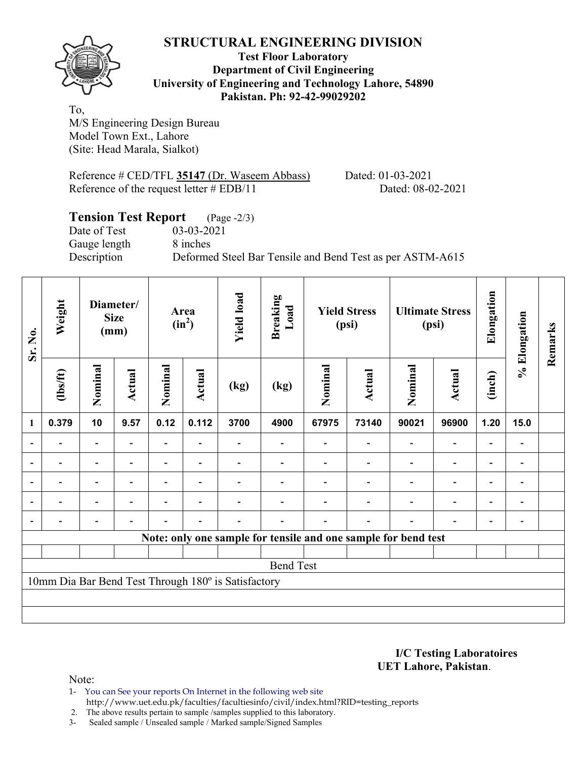# STRUCTURAL ENGINEERING DIVISION

**Test Floor Laboratory**
**Department of Civil Engineering**
**University of Engineering and Technology Lahore, 54890**
**Pakistan. Ph: 92-42-99029202**

To,
M/S Engineering Design Bureau
Model Town Ext., Lahore
(Site: Head Marala, Sialkot)

Reference # CED/TFL **35147** (Dr. Waseem Abbass) Dated: 01-03-2021
Reference of the request letter # EDB/11 Dated: 08-02-2021

## Tension Test Report (Page -2/3)

Date of Test 03-03-2021
Gauge length 8 inches
Description Deformed Steel Bar Tensile and Bend Test as per ASTM-A615

| Sr. No. | Weight | Diameter/ Size (mm) | | Area ($in^2$) | | Yield load | Breaking Load | Yield Stress (psi) | | Ultimate Stress (psi) | | Elongation | % Elongation | Remarks |
|---|---|---|---|---|---|---|---|---|---|---|---|---|---|---|
| | (lbs/ft) | Nominal | Actual | Nominal | Actual | (kg) | (kg) | Nominal | Actual | Nominal | Actual | (inch) | | |
| 1 | 0.379 | 10 | 9.57 | 0.12 | 0.112 | 3700 | 4900 | 67975 | 73140 | 90021 | 96900 | 1.20 | 15.0 | |
| - | - | - | - | - | - | - | - | - | - | - | - | - | - | |
| - | - | - | - | - | - | - | - | - | - | - | - | - | - | |
| - | - | - | - | - | - | - | - | - | - | - | - | - | - | |
| - | - | - | - | - | - | - | - | - | - | - | - | - | - | |
| - | - | - | - | - | - | - | - | - | - | - | - | - | - | |
| Note: only one sample for tensile and one sample for bend test | | | | | | | | | | | | | | |
| | | | | | | | | | | | | | | |
| Bend Test | | | | | | | | | | | | | | |
| 10mm Dia Bar Bend Test Through 180º is Satisfactory | | | | | | | | | | | | | | |

**I/C Testing Laboratoires**
**UET Lahore, Pakistan**.

Note:

1- You can See your reports On Internet in the following web site
http://www.uet.edu.pk/faculties/facultiesinfo/civil/index.html?RID=testing_reports
2. The above results pertain to sample /samples supplied to this laboratory.
3- Sealed sample / Unsealed sample / Marked sample/Signed Samples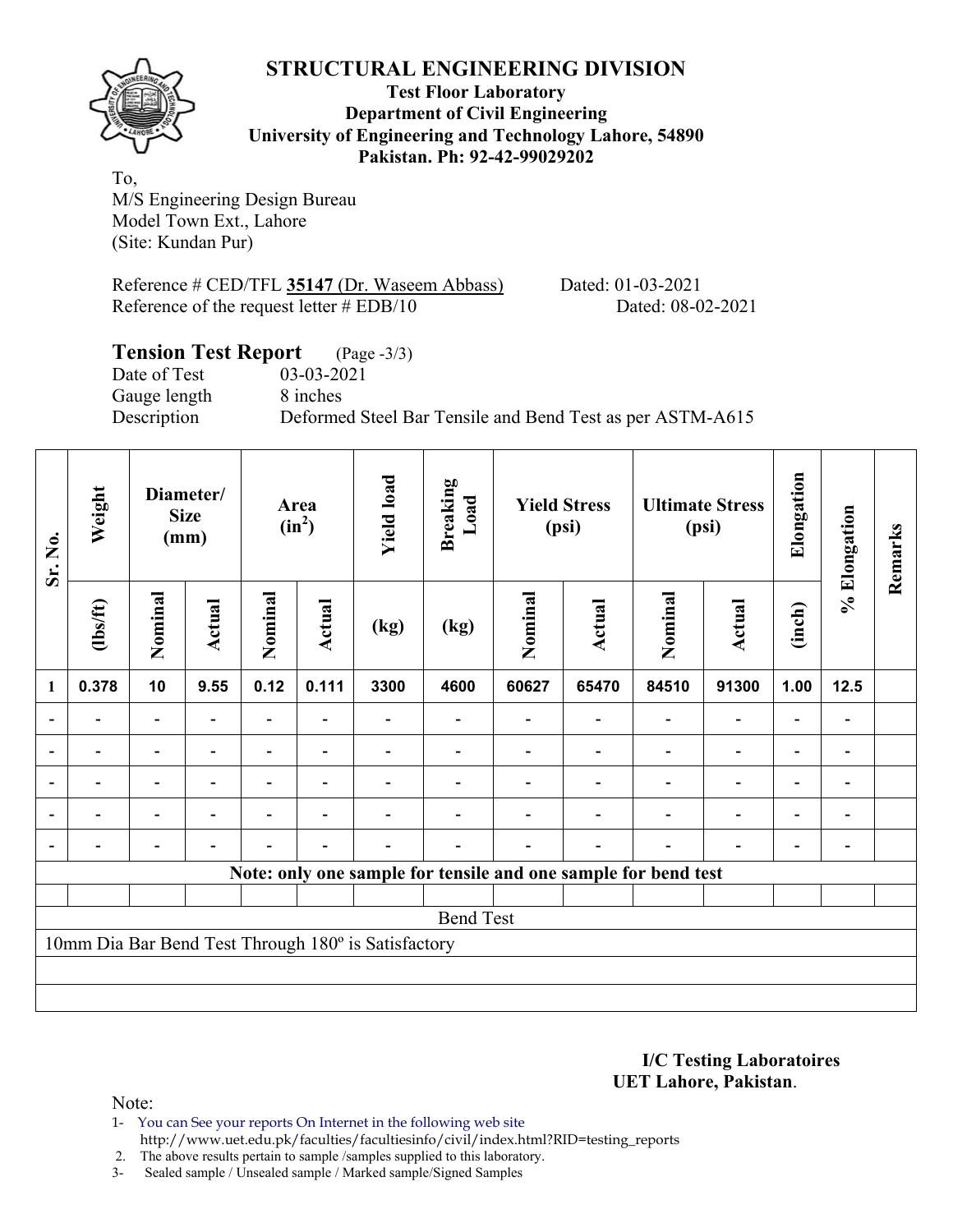# STRUCTURAL ENGINEERING DIVISION

**Test Floor Laboratory**
**Department of Civil Engineering**
**University of Engineering and Technology Lahore, 54890**
**Pakistan. Ph: 92-42-99029202**

To,
M/S Engineering Design Bureau
Model Town Ext., Lahore
(Site: Kundan Pur)

Reference # CED/TFL **35147** (Dr. Waseem Abbass) Dated: 01-03-2021
Reference of the request letter # EDB/10 Dated: 08-02-2021

## Tension Test Report (Page -3/3)

Date of Test 03-03-2021
Gauge length 8 inches
Description Deformed Steel Bar Tensile and Bend Test as per ASTM-A615

| Sr. No. | Weight | Diameter/ Size (mm) | | Area ($in^2$) | | Yield load | Breaking Load | Yield Stress (psi) | | Ultimate Stress (psi) | | Elongation | % Elongation | Remarks |
|---|---|---|---|---|---|---|---|---|---|---|---|---|---|---|
| | (lbs/ft) | Nominal | Actual | Nominal | Actual | (kg) | (kg) | Nominal | Actual | Nominal | Actual | (inch) | | |
| 1 | 0.378 | 10 | 9.55 | 0.12 | 0.111 | 3300 | 4600 | 60627 | 65470 | 84510 | 91300 | 1.00 | 12.5 | |
| - | - | - | - | - | - | - | - | - | - | - | - | - | - | |
| - | - | - | - | - | - | - | - | - | - | - | - | - | - | |
| - | - | - | - | - | - | - | - | - | - | - | - | - | - | |
| - | - | - | - | - | - | - | - | - | - | - | - | - | - | |
| - | - | - | - | - | - | - | - | - | - | - | - | - | - | |
| **Note: only one sample for tensile and one sample for bend test** | | | | | | | | | | | | | | |

Bend Test

10mm Dia Bar Bend Test Through 180º is Satisfactory

**I/C Testing Laboratoires**
**UET Lahore, Pakistan**.

Note:

1- You can See your reports On Internet in the following web site
http://www.uet.edu.pk/faculties/facultiesinfo/civil/index.html?RID=testing_reports
2. The above results pertain to sample /samples supplied to this laboratory.
3- Sealed sample / Unsealed sample / Marked sample/Signed Samples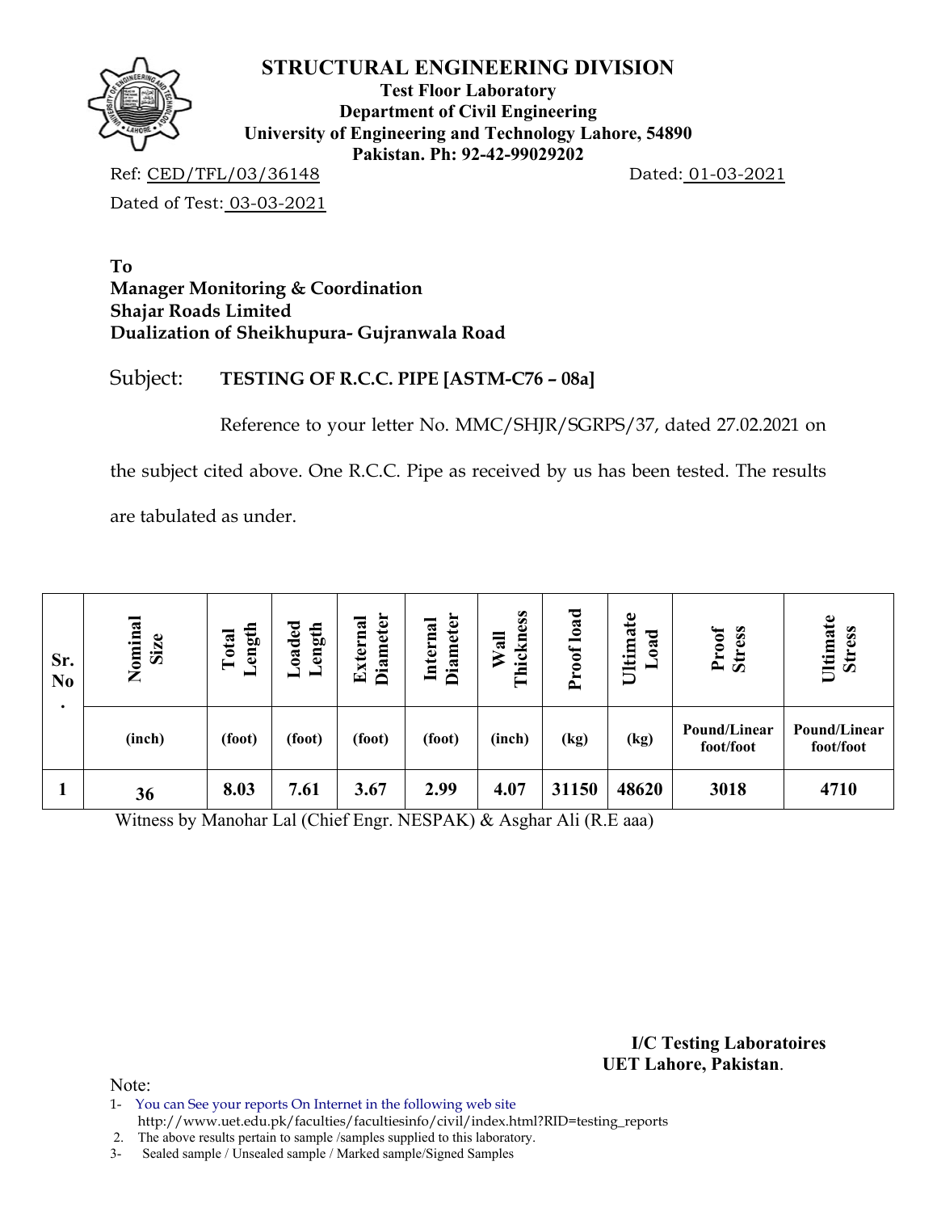# STRUCTURAL ENGINEERING DIVISION

**Test Floor Laboratory**
**Department of Civil Engineering**
**University of Engineering and Technology Lahore, 54890**
**Pakistan. Ph: 92-42-99029202**

Ref: CED/TFL/03/36148 Dated: 01-03-2021

Dated of Test: 03-03-2021

**To**
**Manager Monitoring & Coordination**
**Shajar Roads Limited**
**Dualization of Sheikhupura- Gujranwala Road**

Subject: **TESTING OF R.C.C. PIPE [ASTM-C76 – 08a]**

Reference to your letter No. MMC/SHJR/SGRPS/37, dated 27.02.2021 on the subject cited above. One R.C.C. Pipe as received by us has been tested. The results are tabulated as under.

| Sr. No. | Nominal Size | Total Length | Loaded Length | External Diameter | Internal Diameter | Wall Thickness | Proof load | Ultimate Load | Proof Stress | Ultimate Stress |
|---|---|---|---|---|---|---|---|---|---|---|
| | (inch) | (foot) | (foot) | (foot) | (foot) | (inch) | (kg) | (kg) | Pound/Linear foot/foot | Pound/Linear foot/foot |
| 1 | 36 | 8.03 | 7.61 | 3.67 | 2.99 | 4.07 | 31150 | 48620 | 3018 | 4710 |

Witness by Manohar Lal (Chief Engr. NESPAK) & Asghar Ali (R.E aaa)

**I/C Testing Laboratoires**
**UET Lahore, Pakistan**.

Note:

1- You can See your reports On Internet in the following web site http://www.uet.edu.pk/faculties/facultiesinfo/civil/index.html?RID=testing_reports
2. The above results pertain to sample /samples supplied to this laboratory.
3- Sealed sample / Unsealed sample / Marked sample/Signed Samples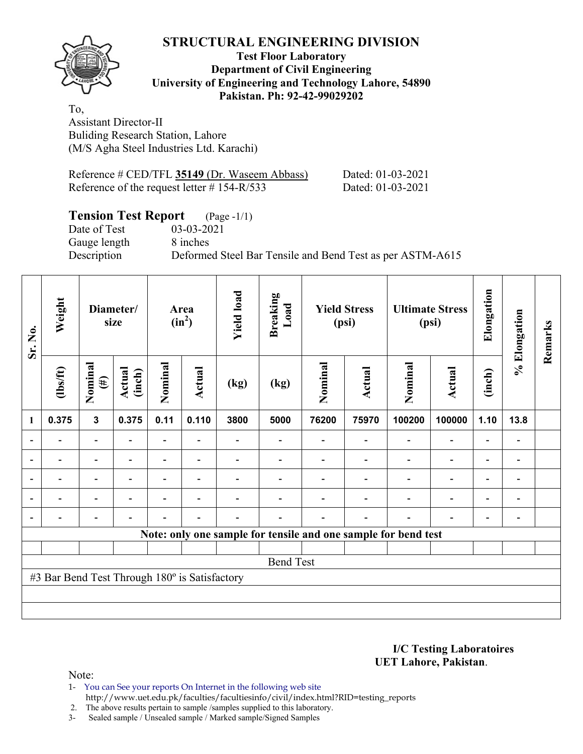# STRUCTURAL ENGINEERING DIVISION

**Test Floor Laboratory**
**Department of Civil Engineering**
**University of Engineering and Technology Lahore, 54890**
**Pakistan. Ph: 92-42-99029202**

To,
Assistant Director-II
Buliding Research Station, Lahore
(M/S Agha Steel Industries Ltd. Karachi)

Reference # CED/TFL **35149** (Dr. Waseem Abbass) Dated: 01-03-2021
Reference of the request letter # 154-R/533 Dated: 01-03-2021

## Tension Test Report (Page -1/1)

Date of Test 03-03-2021
Gauge length 8 inches
Description Deformed Steel Bar Tensile and Bend Test as per ASTM-A615

| Sr. No. | Weight | Diameter/ size | | Area ($in^2$) | | Yield load | Breaking Load | Yield Stress (psi) | | Ultimate Stress (psi) | | Elongation | % Elongation | Remarks |
|---|---|---|---|---|---|---|---|---|---|---|---|---|---|---|
| | (lbs/ft) | Nominal (#) | Actual (inch) | Nominal | Actual | (kg) | (kg) | Nominal | Actual | Nominal | Actual | (inch) | | |
| 1 | 0.375 | 3 | 0.375 | 0.11 | 0.110 | 3800 | 5000 | 76200 | 75970 | 100200 | 100000 | 1.10 | 13.8 | |
| - | - | - | - | - | - | - | - | - | - | - | - | - | - | |
| - | - | - | - | - | - | - | - | - | - | - | - | - | - | |
| - | - | - | - | - | - | - | - | - | - | - | - | - | - | |
| - | - | - | - | - | - | - | - | - | - | - | - | - | - | |
| - | - | - | - | - | - | - | - | - | - | - | - | - | - | |
| Note: only one sample for tensile and one sample for bend test | | | | | | | | | | | | | | |
| Bend Test | | | | | | | | | | | | | | |
| #3 Bar Bend Test Through 180º is Satisfactory | | | | | | | | | | | | | | |

**I/C Testing Laboratoires**
**UET Lahore, Pakistan**.

Note:
1- You can See your reports On Internet in the following web site
http://www.uet.edu.pk/faculties/facultiesinfo/civil/index.html?RID=testing_reports
2. The above results pertain to sample /samples supplied to this laboratory.
3- Sealed sample / Unsealed sample / Marked sample/Signed Samples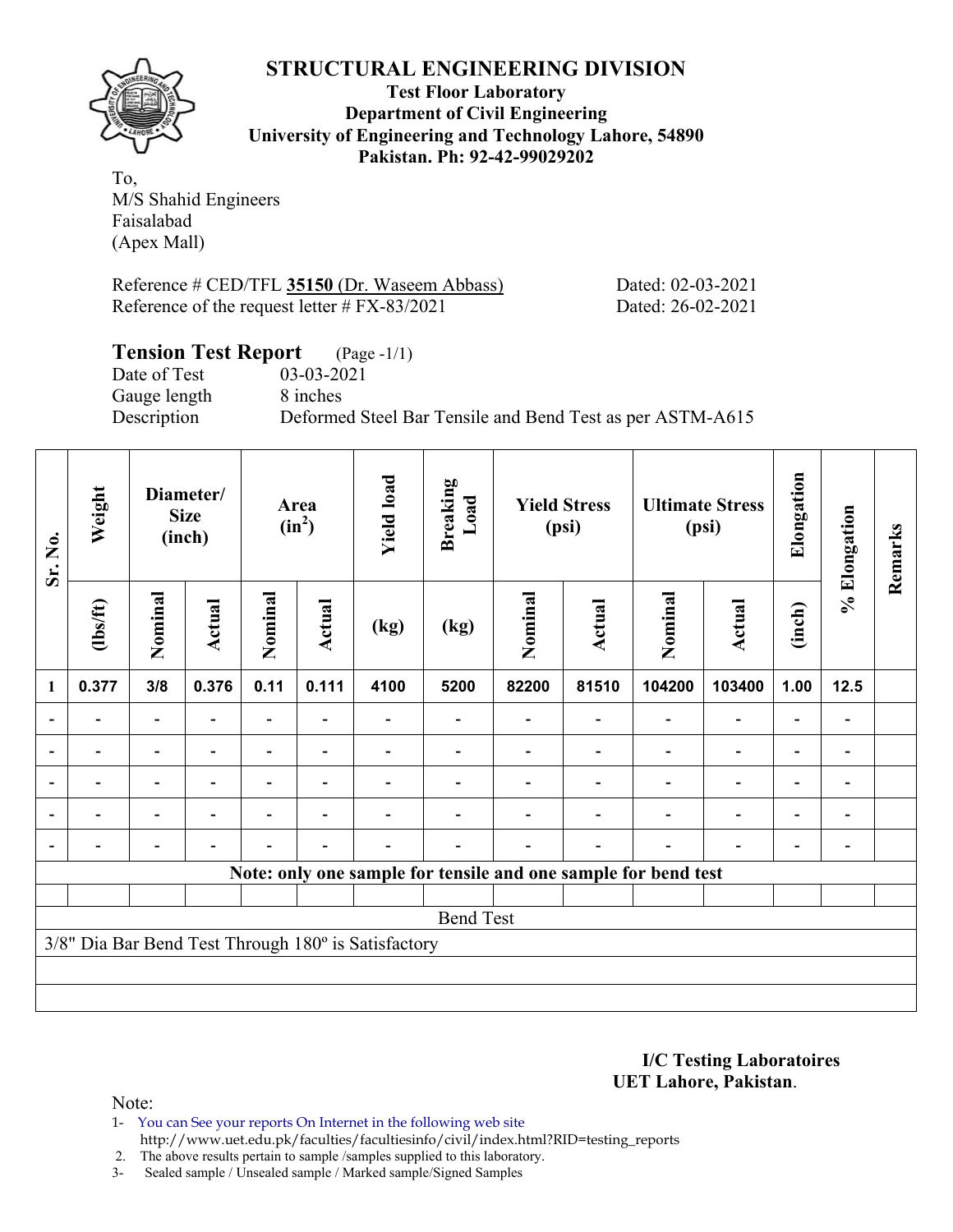# STRUCTURAL ENGINEERING DIVISION

**Test Floor Laboratory**
**Department of Civil Engineering**
**University of Engineering and Technology Lahore, 54890**
**Pakistan. Ph: 92-42-99029202**

To,
M/S Shahid Engineers
Faisalabad
(Apex Mall)

Reference # CED/TFL **35150** (Dr. Waseem Abbass) Dated: 02-03-2021
Reference of the request letter # FX-83/2021 Dated: 26-02-2021

## Tension Test Report (Page -1/1)

Date of Test 03-03-2021
Gauge length 8 inches
Description Deformed Steel Bar Tensile and Bend Test as per ASTM-A615

| Sr. No. | Weight | Diameter/ Size (inch) | | Area ($in^2$) | | Yield load | Breaking Load | Yield Stress (psi) | | Ultimate Stress (psi) | | Elongation | % Elongation | Remarks |
|---|---|---|---|---|---|---|---|---|---|---|---|---|---|---|
| | (lbs/ft) | Nominal | Actual | Nominal | Actual | (kg) | (kg) | Nominal | Actual | Nominal | Actual | (inch) | | |
| 1 | 0.377 | 3/8 | 0.376 | 0.11 | 0.111 | 4100 | 5200 | 82200 | 81510 | 104200 | 103400 | 1.00 | 12.5 | |
| - | - | - | - | - | - | - | - | - | - | - | - | - | - | |
| - | - | - | - | - | - | - | - | - | - | - | - | - | - | |
| - | - | - | - | - | - | - | - | - | - | - | - | - | - | |
| - | - | - | - | - | - | - | - | - | - | - | - | - | - | |
| - | - | - | - | - | - | - | - | - | - | - | - | - | - | |

**Note: only one sample for tensile and one sample for bend test**

Bend Test

3/8" Dia Bar Bend Test Through 180º is Satisfactory

**I/C Testing Laboratoires**
**UET Lahore, Pakistan**.

Note:

1- You can See your reports On Internet in the following web site
http://www.uet.edu.pk/faculties/facultiesinfo/civil/index.html?RID=testing_reports
2. The above results pertain to sample /samples supplied to this laboratory.
3- Sealed sample / Unsealed sample / Marked sample/Signed Samples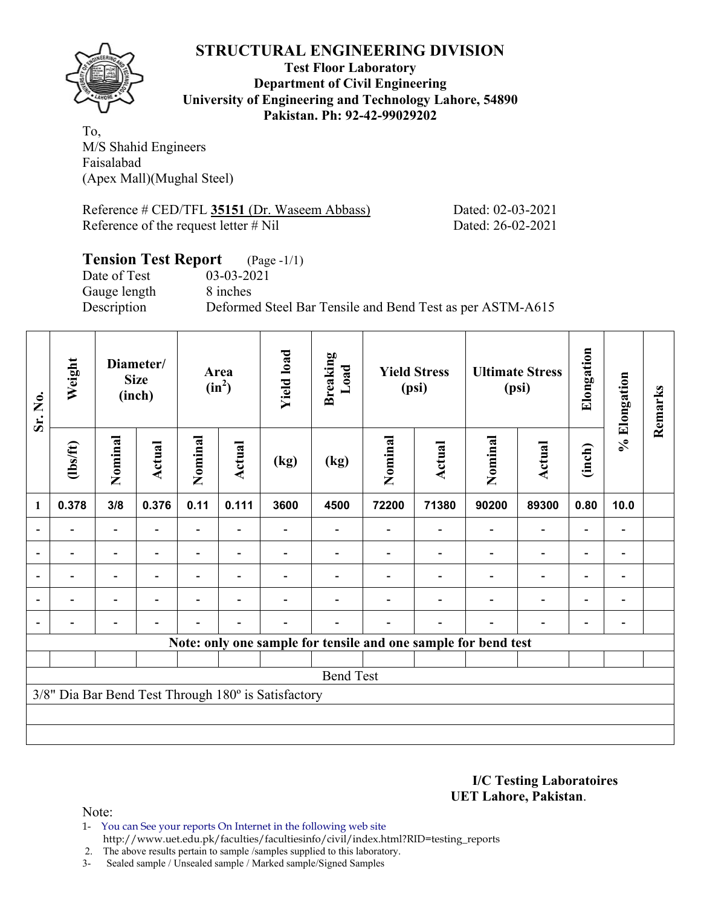# STRUCTURAL ENGINEERING DIVISION

**Test Floor Laboratory**
**Department of Civil Engineering**
**University of Engineering and Technology Lahore, 54890**
**Pakistan. Ph: 92-42-99029202**

To,
M/S Shahid Engineers
Faisalabad
(Apex Mall)(Mughal Steel)

Reference # CED/TFL **35151** (Dr. Waseem Abbass) Dated: 02-03-2021
Reference of the request letter # Nil Dated: 26-02-2021

## Tension Test Report (Page -1/1)

Date of Test 03-03-2021
Gauge length 8 inches
Description Deformed Steel Bar Tensile and Bend Test as per ASTM-A615

| Sr. No. | Weight | Diameter/ Size (inch) | | Area ($in^2$) | | Yield load | Breaking Load | Yield Stress (psi) | | Ultimate Stress (psi) | | Elongation | % Elongation | Remarks |
|---|---|---|---|---|---|---|---|---|---|---|---|---|---|---|
| | (lbs/ft) | Nominal | Actual | Nominal | Actual | (kg) | (kg) | Nominal | Actual | Nominal | Actual | (inch) | | |
| 1 | 0.378 | 3/8 | 0.376 | 0.11 | 0.111 | 3600 | 4500 | 72200 | 71380 | 90200 | 89300 | 0.80 | 10.0 | |
| - | - | - | - | - | - | - | - | - | - | - | - | - | - | |
| - | - | - | - | - | - | - | - | - | - | - | - | - | - | |
| - | - | - | - | - | - | - | - | - | - | - | - | - | - | |
| - | - | - | - | - | - | - | - | - | - | - | - | - | - | |
| - | - | - | - | - | - | - | - | - | - | - | - | - | - | |
| **Note: only one sample for tensile and one sample for bend test** | | | | | | | | | | | | | | |
| Bend Test | | | | | | | | | | | | | | |
| 3/8" Dia Bar Bend Test Through 180º is Satisfactory | | | | | | | | | | | | | | |

**I/C Testing Laboratoires**
**UET Lahore, Pakistan**.

Note:

1- You can See your reports On Internet in the following web site
http://www.uet.edu.pk/faculties/facultiesinfo/civil/index.html?RID=testing_reports
2. The above results pertain to sample /samples supplied to this laboratory.
3- Sealed sample / Unsealed sample / Marked sample/Signed Samples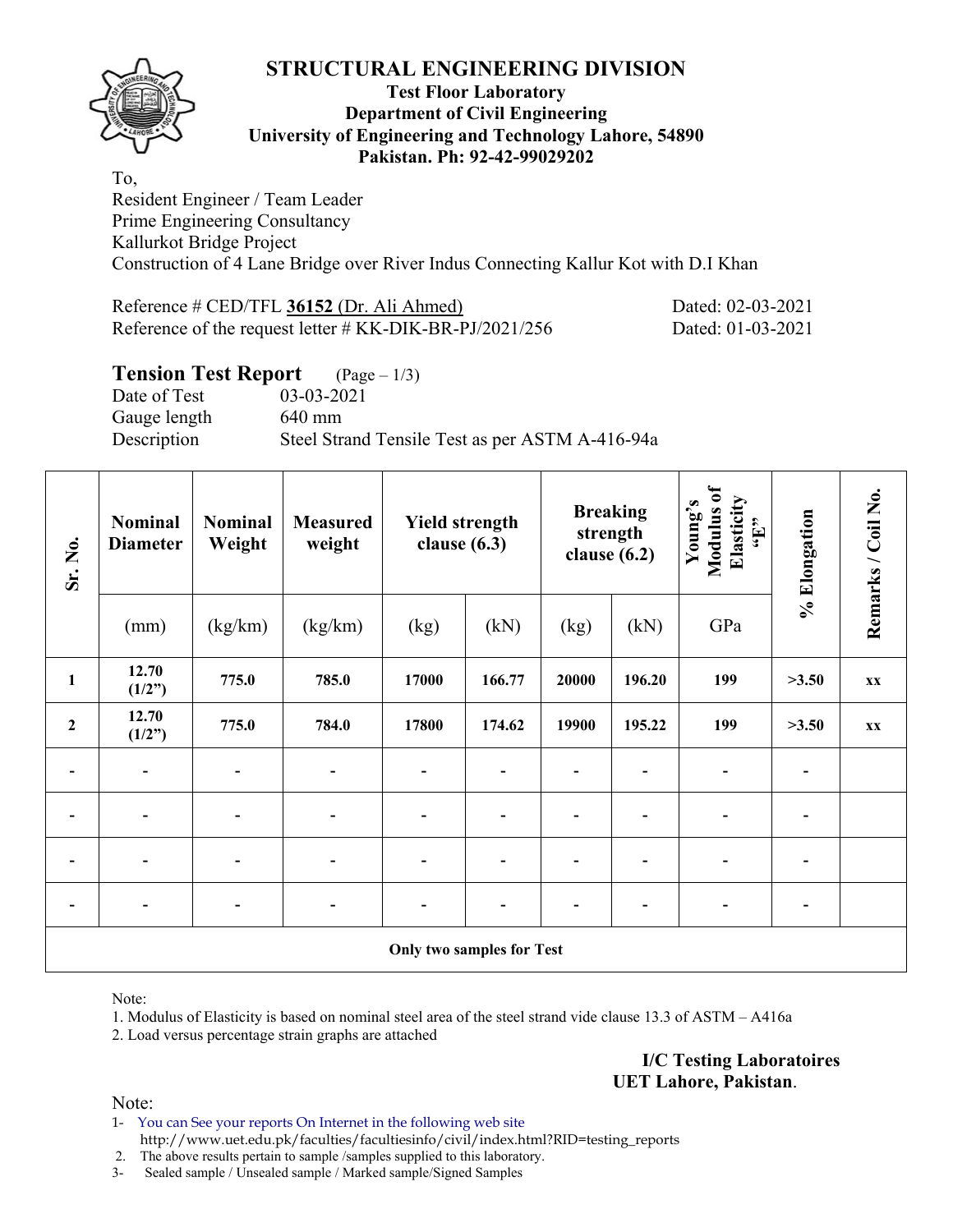# STRUCTURAL ENGINEERING DIVISION

**Test Floor Laboratory**
**Department of Civil Engineering**
**University of Engineering and Technology Lahore, 54890**
**Pakistan. Ph: 92-42-99029202**

To,
Resident Engineer / Team Leader
Prime Engineering Consultancy
Kallurkot Bridge Project
Construction of 4 Lane Bridge over River Indus Connecting Kallur Kot with D.I Khan

Reference # CED/TFL **36152** (Dr. Ali Ahmed) Dated: 02-03-2021
Reference of the request letter # KK-DIK-BR-PJ/2021/256 Dated: 01-03-2021

## Tension Test Report (Page – 1/3)

Date of Test 03-03-2021
Gauge length 640 mm
Description Steel Strand Tensile Test as per ASTM A-416-94a

| Sr. No. | Nominal Diameter | Nominal Weight | Measured weight | Yield strength clause (6.3) | | Breaking strength clause (6.2) | | Young's Modulus of Elasticity "E" | % Elongation | Remarks / Coil No. |
|---|---|---|---|---|---|---|---|---|---|---|
| | (mm) | (kg/km) | (kg/km) | (kg) | (kN) | (kg) | (kN) | GPa | | |
| **1** | **12.70 (1/2")** | **775.0** | **785.0** | **17000** | **166.77** | **20000** | **196.20** | **199** | **>3.50** | **xx** |
| **2** | **12.70 (1/2")** | **775.0** | **784.0** | **17800** | **174.62** | **19900** | **195.22** | **199** | **>3.50** | **xx** |
| - | - | - | - | - | - | - | - | - | - | |
| - | - | - | - | - | - | - | - | - | - | |
| - | - | - | - | - | - | - | - | - | - | |
| - | - | - | - | - | - | - | - | - | - | |
| **Only two samples for Test** | | | | | | | | | | |

Note:
1. Modulus of Elasticity is based on nominal steel area of the steel strand vide clause 13.3 of ASTM – A416a
2. Load versus percentage strain graphs are attached

**I/C Testing Laboratoires**
**UET Lahore, Pakistan**.

Note:
1- You can See your reports On Internet in the following web site
http://www.uet.edu.pk/faculties/facultiesinfo/civil/index.html?RID=testing_reports
2. The above results pertain to sample /samples supplied to this laboratory.
3- Sealed sample / Unsealed sample / Marked sample/Signed Samples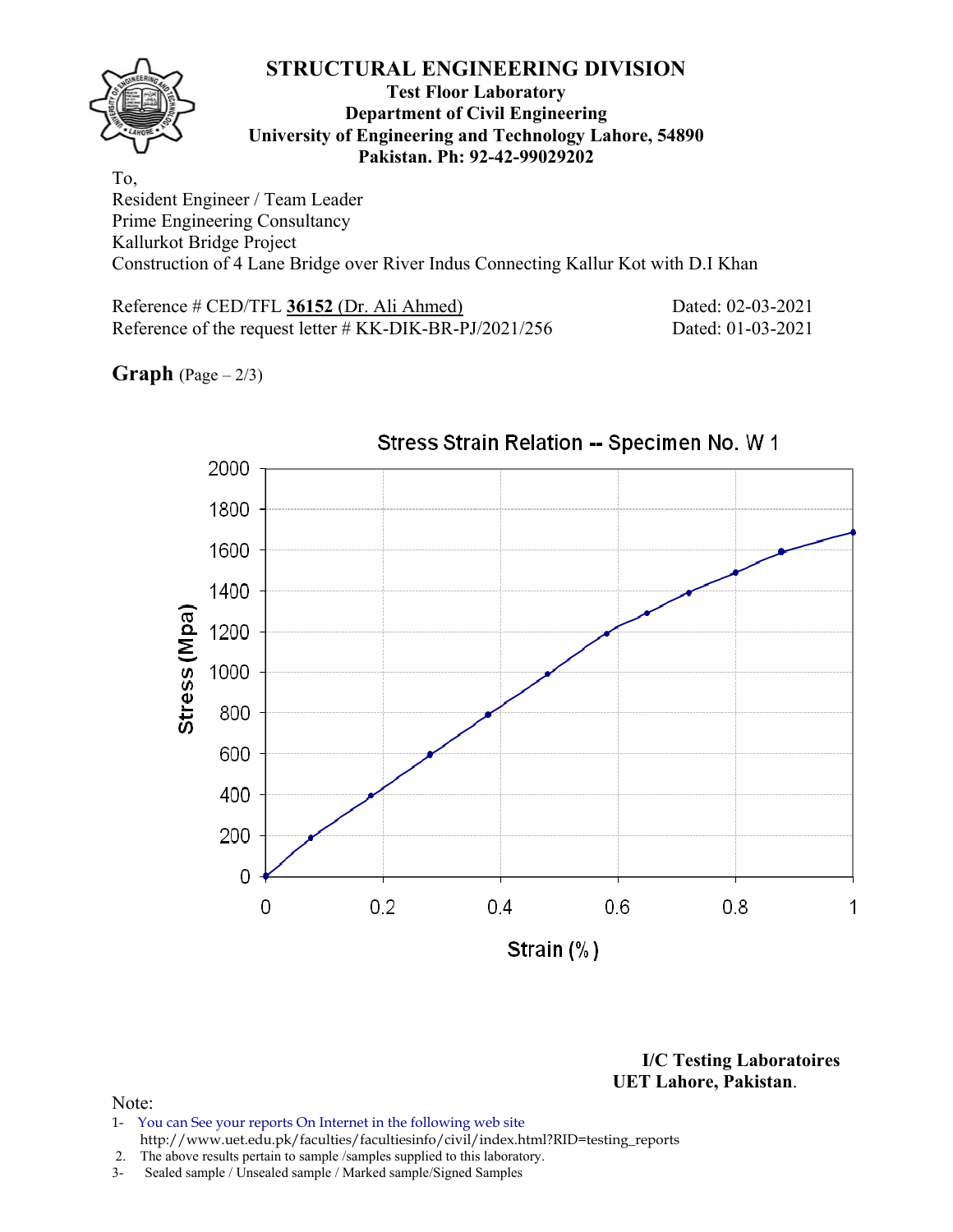# STRUCTURAL ENGINEERING DIVISION

**Test Floor Laboratory**
**Department of Civil Engineering**
**University of Engineering and Technology Lahore, 54890**
**Pakistan. Ph: 92-42-99029202**

To,
Resident Engineer / Team Leader
Prime Engineering Consultancy
Kallurkot Bridge Project
Construction of 4 Lane Bridge over River Indus Connecting Kallur Kot with D.I Khan

Reference # CED/TFL **36152** (Dr. Ali Ahmed) Dated: 02-03-2021
Reference of the request letter # KK-DIK-BR-PJ/2021/256 Dated: 01-03-2021

**Graph** (Page – 2/3)

Stress Strain Relation -- Specimen No. W 1

Stress (Mpa) vs Strain (%)

**I/C Testing Laboratoires**
**UET Lahore, Pakistan.**

Note:
1- You can See your reports On Internet in the following web site
http://www.uet.edu.pk/faculties/facultiesinfo/civil/index.html?RID=testing_reports
2. The above results pertain to sample /samples supplied to this laboratory.
3- Sealed sample / Unsealed sample / Marked sample/Signed Samples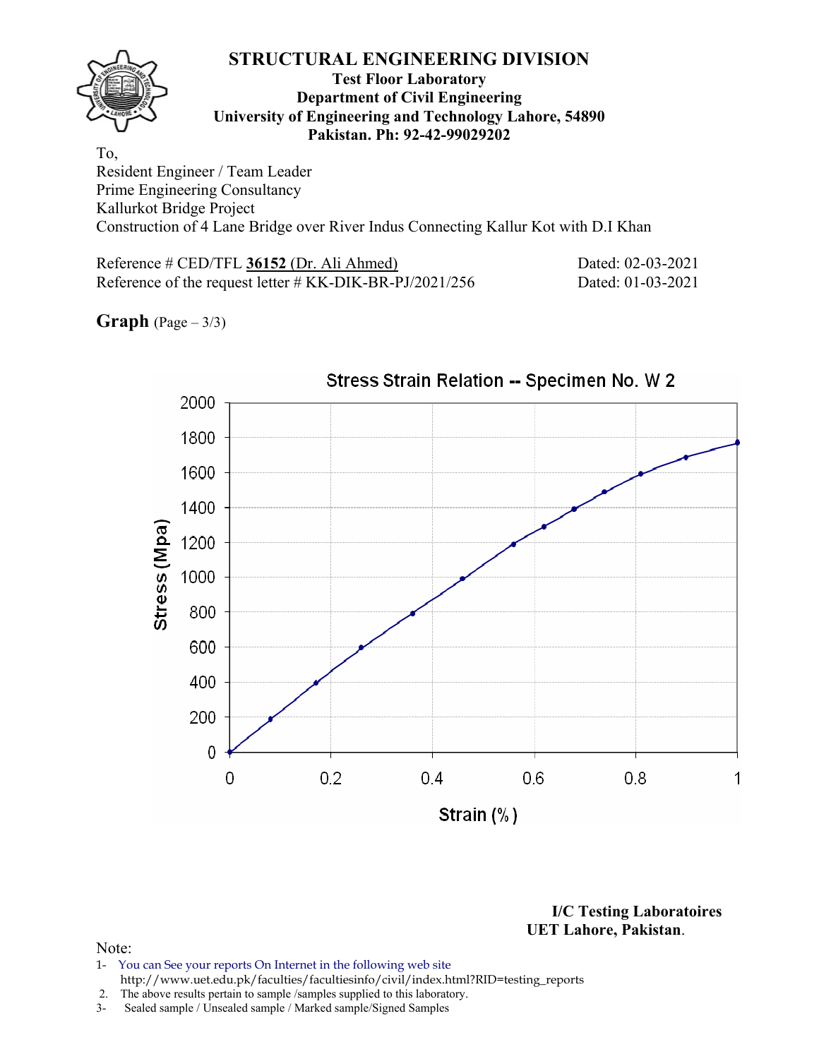# STRUCTURAL ENGINEERING DIVISION

**Test Floor Laboratory**
**Department of Civil Engineering**
**University of Engineering and Technology Lahore, 54890**
**Pakistan. Ph: 92-42-99029202**

To,
Resident Engineer / Team Leader
Prime Engineering Consultancy
Kallurkot Bridge Project
Construction of 4 Lane Bridge over River Indus Connecting Kallur Kot with D.I Khan

Reference # CED/TFL **36152** (Dr. Ali Ahmed) Dated: 02-03-2021
Reference of the request letter # KK-DIK-BR-PJ/2021/256 Dated: 01-03-2021

**Graph** (Page – 3/3)

Stress Strain Relation -- Specimen No. W 2

**I/C Testing Laboratoires**
**UET Lahore, Pakistan**.

Note:
1- You can See your reports On Internet in the following web site
http://www.uet.edu.pk/faculties/facultiesinfo/civil/index.html?RID=testing_reports
2. The above results pertain to sample /samples supplied to this laboratory.
3- Sealed sample / Unsealed sample / Marked sample/Signed Samples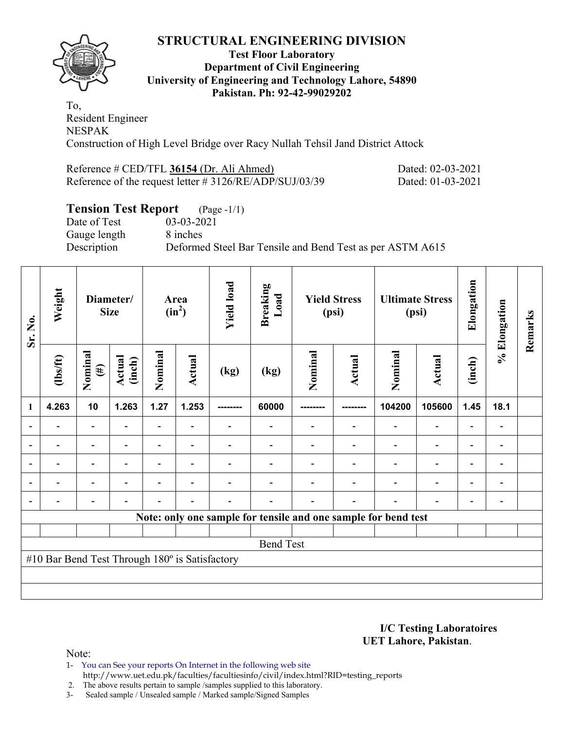# STRUCTURAL ENGINEERING DIVISION

**Test Floor Laboratory**
**Department of Civil Engineering**
**University of Engineering and Technology Lahore, 54890**
**Pakistan. Ph: 92-42-99029202**

To,
Resident Engineer
NESPAK
Construction of High Level Bridge over Racy Nullah Tehsil Jand District Attock

Reference # CED/TFL **36154** (Dr. Ali Ahmed) Dated: 02-03-2021
Reference of the request letter # 3126/RE/ADP/SUJ/03/39 Dated: 01-03-2021

## Tension Test Report (Page -1/1)

Date of Test 03-03-2021
Gauge length 8 inches
Description Deformed Steel Bar Tensile and Bend Test as per ASTM A615

| Sr. No. | Weight | Diameter/ Size | | Area ($in^2$) | | Yield load | Breaking Load | Yield Stress (psi) | | Ultimate Stress (psi) | | Elongation | % Elongation | Remarks |
|---|---|---|---|---|---|---|---|---|---|---|---|---|---|---|
| | (lbs/ft) | Nominal (#) | Actual (inch) | Nominal | Actual | (kg) | (kg) | Nominal | Actual | Nominal | Actual | (inch) | | |
| 1 | 4.263 | 10 | 1.263 | 1.27 | 1.253 | -------- | 60000 | -------- | -------- | 104200 | 105600 | 1.45 | 18.1 | |
| - | - | - | - | - | - | - | - | - | - | - | - | - | - | |
| - | - | - | - | - | - | - | - | - | - | - | - | - | - | |
| - | - | - | - | - | - | - | - | - | - | - | - | - | - | |
| - | - | - | - | - | - | - | - | - | - | - | - | - | - | |
| - | - | - | - | - | - | - | - | - | - | - | - | - | - | |

**Note: only one sample for tensile and one sample for bend test**

Bend Test

#10 Bar Bend Test Through 180º is Satisfactory

**I/C Testing Laboratoires**
**UET Lahore, Pakistan**.

Note:
1- You can See your reports On Internet in the following web site
http://www.uet.edu.pk/faculties/facultiesinfo/civil/index.html?RID=testing_reports
2. The above results pertain to sample /samples supplied to this laboratory.
3- Sealed sample / Unsealed sample / Marked sample/Signed Samples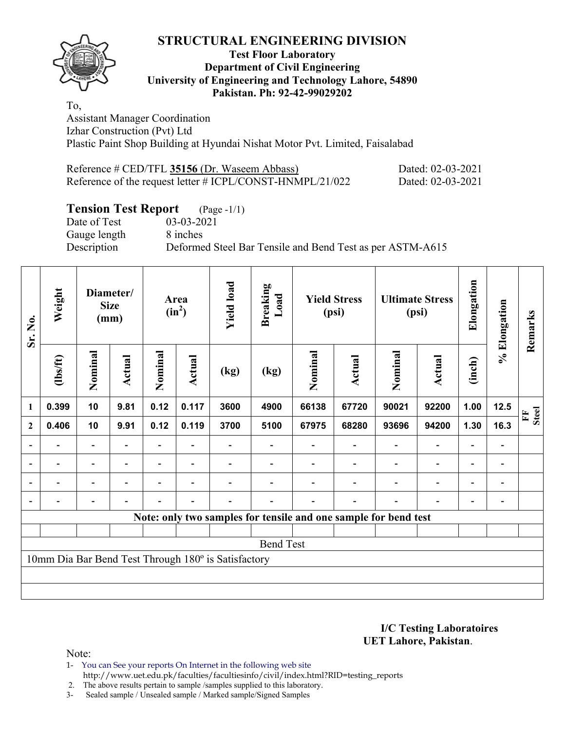# STRUCTURAL ENGINEERING DIVISION

**Test Floor Laboratory**
**Department of Civil Engineering**
**University of Engineering and Technology Lahore, 54890**
**Pakistan. Ph: 92-42-99029202**

To,
Assistant Manager Coordination
Izhar Construction (Pvt) Ltd
Plastic Paint Shop Building at Hyundai Nishat Motor Pvt. Limited, Faisalabad

Reference # CED/TFL **35156** (Dr. Waseem Abbass) Dated: 02-03-2021
Reference of the request letter # ICPL/CONST-HNMPL/21/022 Dated: 02-03-2021

## Tension Test Report (Page -1/1)

Date of Test 03-03-2021
Gauge length 8 inches
Description Deformed Steel Bar Tensile and Bend Test as per ASTM-A615

| Sr. No. | Weight | Diameter/ Size (mm) | | Area ($in^2$) | | Yield load | Breaking Load | Yield Stress (psi) | | Ultimate Stress (psi) | | Elongation | % Elongation | Remarks |
|---|---|---|---|---|---|---|---|---|---|---|---|---|---|---|
| | (lbs/ft) | Nominal | Actual | Nominal | Actual | (kg) | (kg) | Nominal | Actual | Nominal | Actual | (inch) | | |
| 1 | 0.399 | 10 | 9.81 | 0.12 | 0.117 | 3600 | 4900 | 66138 | 67720 | 90021 | 92200 | 1.00 | 12.5 | FF Steel |
| 2 | 0.406 | 10 | 9.91 | 0.12 | 0.119 | 3700 | 5100 | 67975 | 68280 | 93696 | 94200 | 1.30 | 16.3 | |
| - | - | - | - | - | - | - | - | - | - | - | - | - | - | |
| - | - | - | - | - | - | - | - | - | - | - | - | - | - | |
| - | - | - | - | - | - | - | - | - | - | - | - | - | - | |
| - | - | - | - | - | - | - | - | - | - | - | - | - | - | |

**Note: only two samples for tensile and one sample for bend test**

Bend Test

10mm Dia Bar Bend Test Through 180º is Satisfactory

**I/C Testing Laboratoires**
**UET Lahore, Pakistan**.

Note:
1- You can See your reports On Internet in the following web site
http://www.uet.edu.pk/faculties/facultiesinfo/civil/index.html?RID=testing_reports
2. The above results pertain to sample /samples supplied to this laboratory.
3- Sealed sample / Unsealed sample / Marked sample/Signed Samples